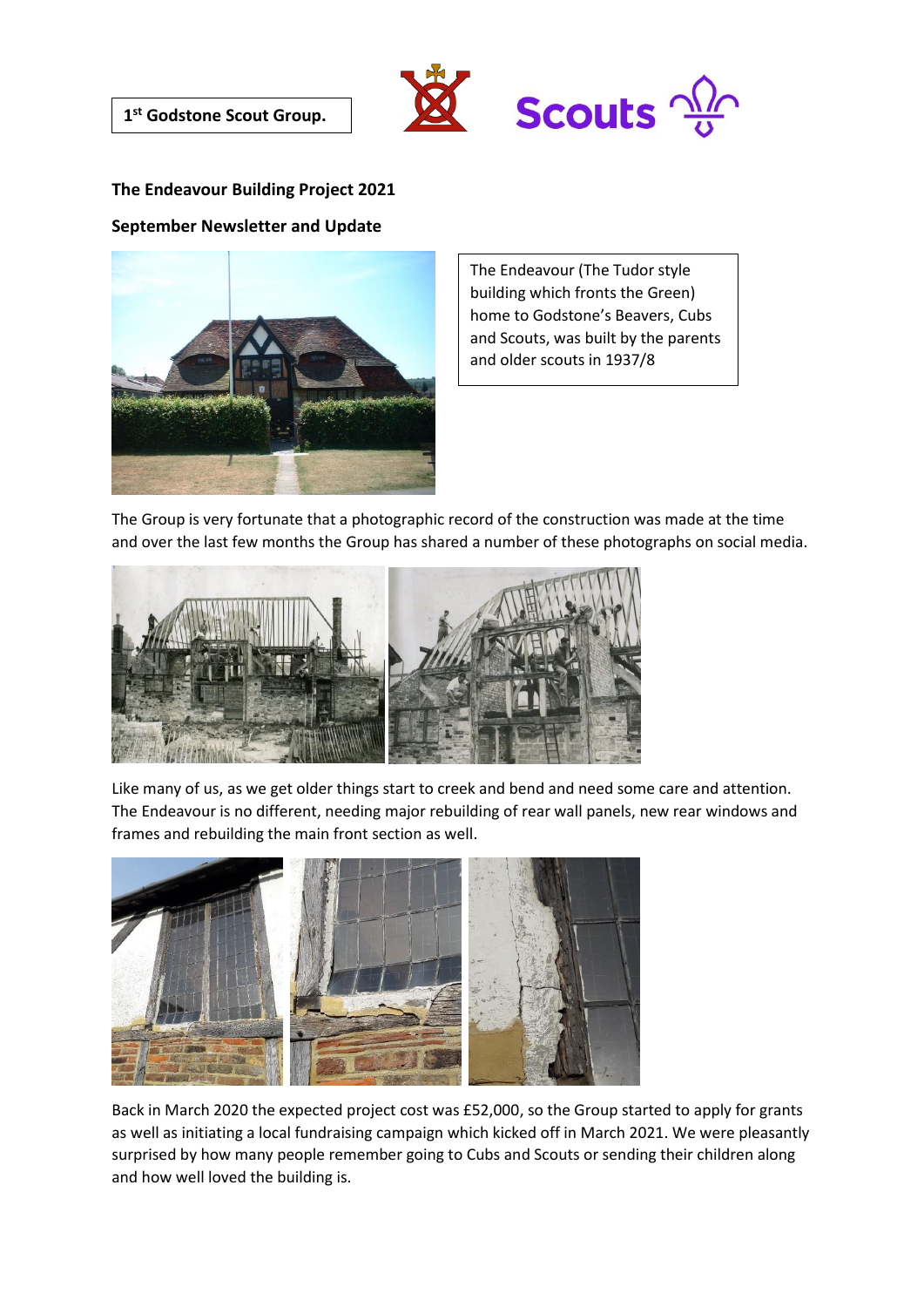1[st] Godstone Scout Group.

## The Endeavour Building Project 2021

## September Newsletter and Update

The Endeavour (The Tudor style building which fronts the Green) home to Godstone's Beavers, Cubs and Scouts, was built by the parents and older scouts in 1937/8

The Group is very fortunate that a photographic record of the construction was made at the time and over the last few months the Group has shared a number of these photographs on social media.

Like many of us, as we get older things start to creek and bend and need some care and attention. The Endeavour is no different, needing major rebuilding of rear wall panels, new rear windows and frames and rebuilding the main front section as well.

Back in March 2020 the expected project cost was £52,000, so the Group started to apply for grants as well as initiating a local fundraising campaign which kicked off in March 2021. We were pleasantly surprised by how many people remember going to Cubs and Scouts or sending their children along and how well loved the building is.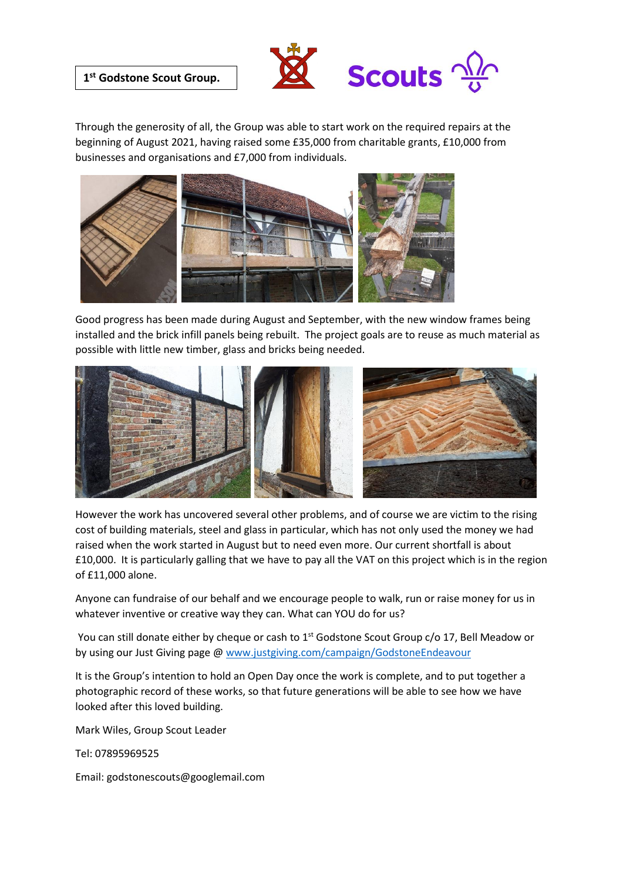**1st Godstone Scout Group.**

Through the generosity of all, the Group was able to start work on the required repairs at the beginning of August 2021, having raised some £35,000 from charitable grants, £10,000 from businesses and organisations and £7,000 from individuals.

Good progress has been made during August and September, with the new window frames being installed and the brick infill panels being rebuilt. The project goals are to reuse as much material as possible with little new timber, glass and bricks being needed.

However the work has uncovered several other problems, and of course we are victim to the rising cost of building materials, steel and glass in particular, which has not only used the money we had raised when the work started in August but to need even more. Our current shortfall is about £10,000. It is particularly galling that we have to pay all the VAT on this project which is in the region of £11,000 alone.

Anyone can fundraise of our behalf and we encourage people to walk, run or raise money for us in whatever inventive or creative way they can. What can YOU do for us?

You can still donate either by cheque or cash to 1st Godstone Scout Group c/o 17, Bell Meadow or by using our Just Giving page @ [www.justgiving.com/campaign/GodstoneEndeavour](http://www.justgiving.com/campaign/GodstoneEndeavour)

It is the Group's intention to hold an Open Day once the work is complete, and to put together a photographic record of these works, so that future generations will be able to see how we have looked after this loved building.

Mark Wiles, Group Scout Leader

Tel: 07895969525

Email: godstonescouts@googlemail.com